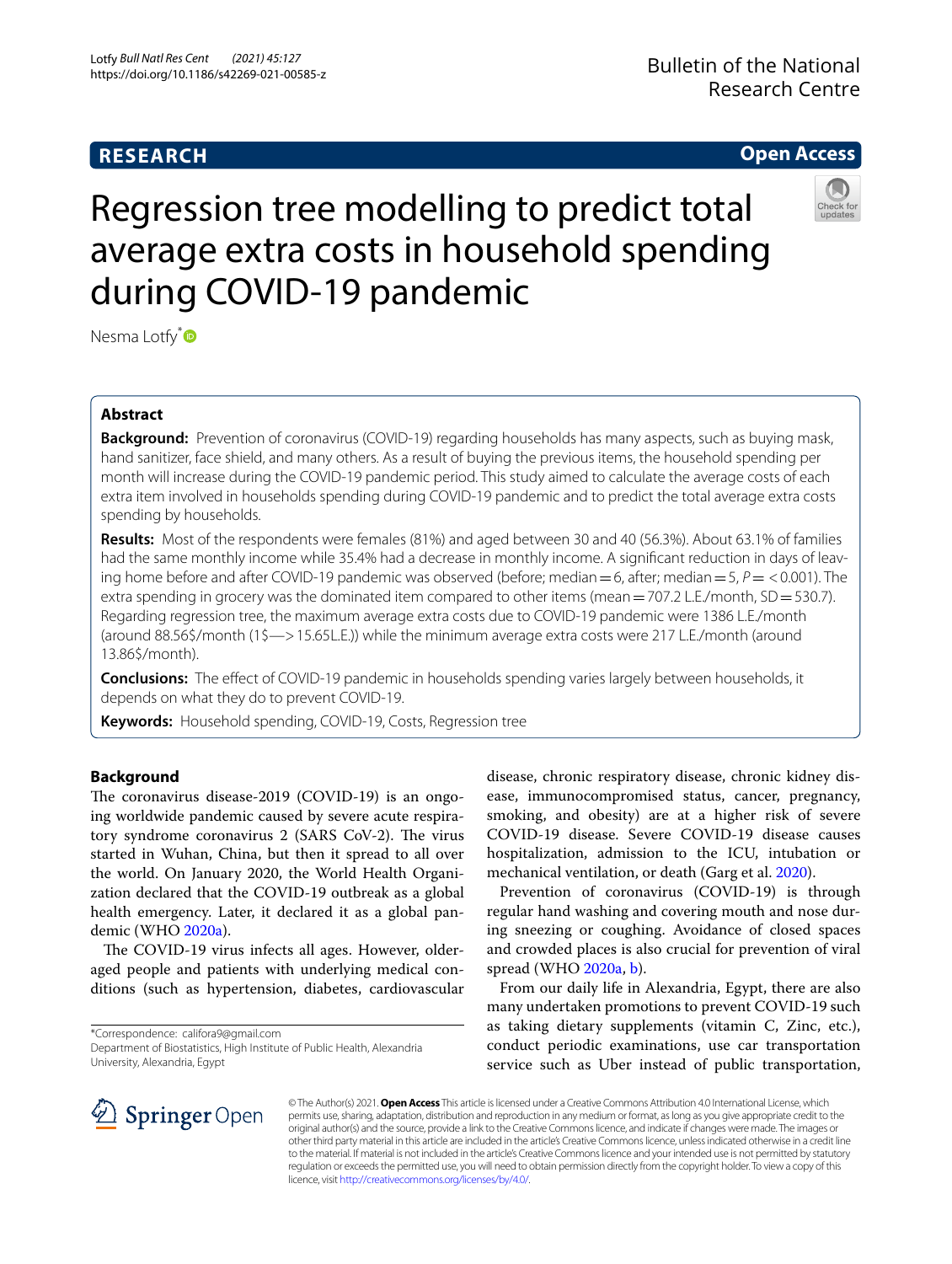# Regression tree modelling to predict total average extra costs in household spending during COVID-19 pandemic

Nesma Lotfy*

## Abstract

**Background:** Prevention of coronavirus (COVID-19) regarding households has many aspects, such as buying mask, hand sanitizer, face shield, and many others. As a result of buying the previous items, the household spending per month will increase during the COVID-19 pandemic period. This study aimed to calculate the average costs of each extra item involved in households spending during COVID-19 pandemic and to predict the total average extra costs spending by households.

**Results:** Most of the respondents were females (81%) and aged between 30 and 40 (56.3%). About 63.1% of families had the same monthly income while 35.4% had a decrease in monthly income. A significant reduction in days of leaving home before and after COVID-19 pandemic was observed (before; median = 6, after; median = 5, $P = < 0.001$). The extra spending in grocery was the dominated item compared to other items (mean = 707.2 L.E./month, SD = 530.7). Regarding regression tree, the maximum average extra costs due to COVID-19 pandemic were 1386 L.E./month (around 88.56$/month (1$—> 15.65L.E.)) while the minimum average extra costs were 217 L.E./month (around 13.86$/month).

**Conclusions:** The effect of COVID-19 pandemic in households spending varies largely between households, it depends on what they do to prevent COVID-19.

**Keywords:** Household spending, COVID-19, Costs, Regression tree

## Background

The coronavirus disease-2019 (COVID-19) is an ongoing worldwide pandemic caused by severe acute respiratory syndrome coronavirus 2 (SARS CoV-2). The virus started in Wuhan, China, but then it spread to all over the world. On January 2020, the World Health Organization declared that the COVID-19 outbreak as a global health emergency. Later, it declared it as a global pandemic (WHO 2020a).

The COVID-19 virus infects all ages. However, older-aged people and patients with underlying medical conditions (such as hypertension, diabetes, cardiovascular disease, chronic respiratory disease, chronic kidney disease, immunocompromised status, cancer, pregnancy, smoking, and obesity) are at a higher risk of severe COVID-19 disease. Severe COVID-19 disease causes hospitalization, admission to the ICU, intubation or mechanical ventilation, or death (Garg et al. 2020).

Prevention of coronavirus (COVID-19) is through regular hand washing and covering mouth and nose during sneezing or coughing. Avoidance of closed spaces and crowded places is also crucial for prevention of viral spread (WHO 2020a, b).

From our daily life in Alexandria, Egypt, there are also many undertaken promotions to prevent COVID-19 such as taking dietary supplements (vitamin C, Zinc, etc.), conduct periodic examinations, use car transportation service such as Uber instead of public transportation,

*Correspondence: califora9@gmail.com
Department of Biostatistics, High Institute of Public Health, Alexandria University, Alexandria, Egypt

© The Author(s) 2021. **Open Access** This article is licensed under a Creative Commons Attribution 4.0 International License, which permits use, sharing, adaptation, distribution and reproduction in any medium or format, as long as you give appropriate credit to the original author(s) and the source, provide a link to the Creative Commons licence, and indicate if changes were made. The images or other third party material in this article are included in the article's Creative Commons licence, unless indicated otherwise in a credit line to the material. If material is not included in the article's Creative Commons licence and your intended use is not permitted by statutory regulation or exceeds the permitted use, you will need to obtain permission directly from the copyright holder. To view a copy of this licence, visit http://creativecommons.org/licenses/by/4.0/.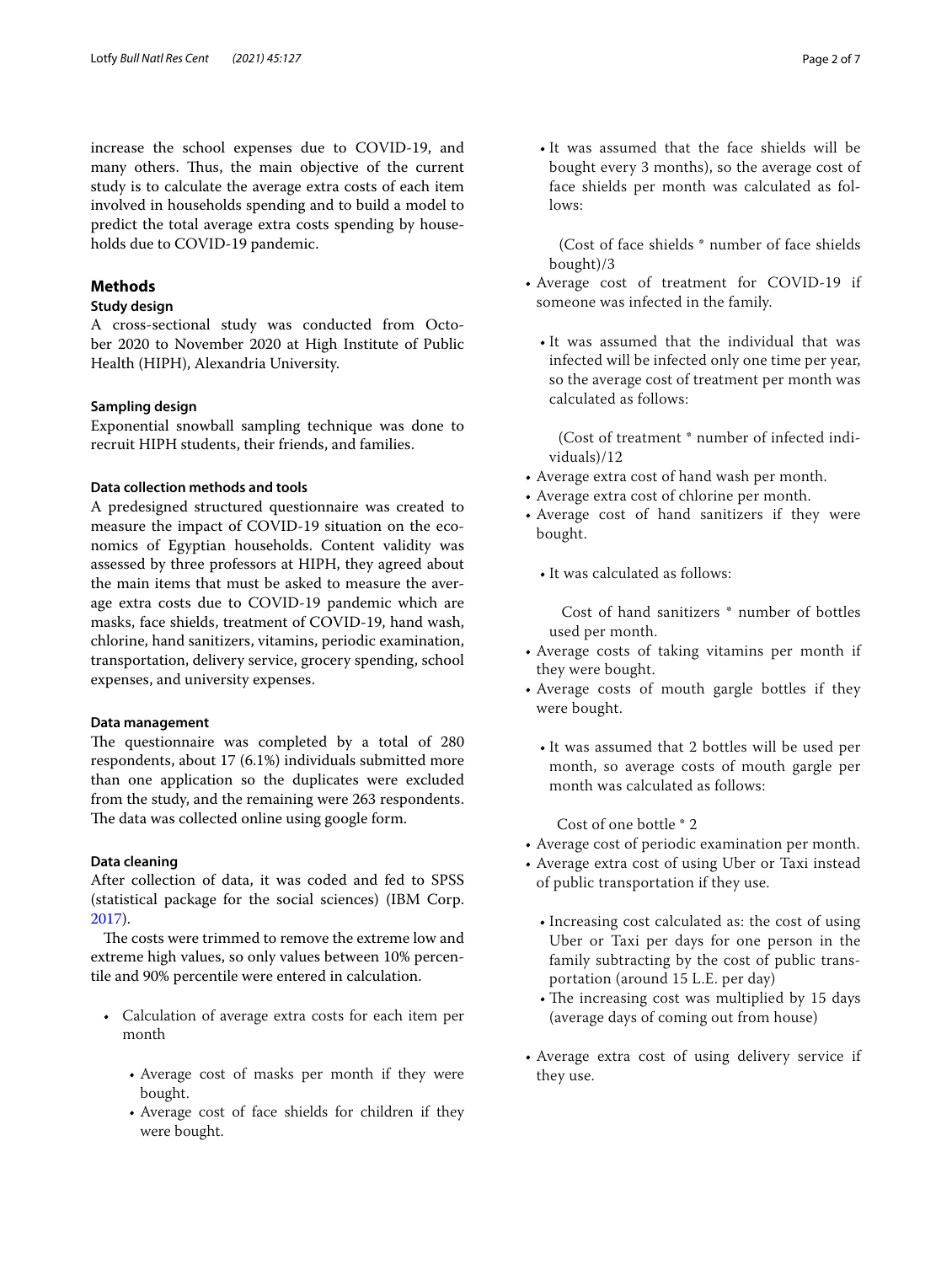increase the school expenses due to COVID-19, and many others. Thus, the main objective of the current study is to calculate the average extra costs of each item involved in households spending and to build a model to predict the total average extra costs spending by households due to COVID-19 pandemic.

## Methods

### Study design

A cross-sectional study was conducted from October 2020 to November 2020 at High Institute of Public Health (HIPH), Alexandria University.

### Sampling design

Exponential snowball sampling technique was done to recruit HIPH students, their friends, and families.

### Data collection methods and tools

A predesigned structured questionnaire was created to measure the impact of COVID-19 situation on the economics of Egyptian households. Content validity was assessed by three professors at HIPH, they agreed about the main items that must be asked to measure the average extra costs due to COVID-19 pandemic which are masks, face shields, treatment of COVID-19, hand wash, chlorine, hand sanitizers, vitamins, periodic examination, transportation, delivery service, grocery spending, school expenses, and university expenses.

### Data management

The questionnaire was completed by a total of 280 respondents, about 17 (6.1%) individuals submitted more than one application so the duplicates were excluded from the study, and the remaining were 263 respondents. The data was collected online using google form.

### Data cleaning

After collection of data, it was coded and fed to SPSS (statistical package for the social sciences) (IBM Corp. 2017).

The costs were trimmed to remove the extreme low and extreme high values, so only values between 10% percentile and 90% percentile were entered in calculation.

- Calculation of average extra costs for each item per month
  - Average cost of masks per month if they were bought.
  - Average cost of face shields for children if they were bought.
    - It was assumed that the face shields will be bought every 3 months), so the average cost of face shields per month was calculated as follows:

      (Cost of face shields * number of face shields bought)/3
  - Average cost of treatment for COVID-19 if someone was infected in the family.
    - It was assumed that the individual that was infected will be infected only one time per year, so the average cost of treatment per month was calculated as follows:

      (Cost of treatment * number of infected individuals)/12
  - Average extra cost of hand wash per month.
  - Average extra cost of chlorine per month.
  - Average cost of hand sanitizers if they were bought.
    - It was calculated as follows:

      Cost of hand sanitizers * number of bottles used per month.
  - Average costs of taking vitamins per month if they were bought.
  - Average costs of mouth gargle bottles if they were bought.
    - It was assumed that 2 bottles will be used per month, so average costs of mouth gargle per month was calculated as follows:

      Cost of one bottle * 2
  - Average cost of periodic examination per month.
  - Average extra cost of using Uber or Taxi instead of public transportation if they use.
    - Increasing cost calculated as: the cost of using Uber or Taxi per days for one person in the family subtracting by the cost of public transportation (around 15 L.E. per day)
    - The increasing cost was multiplied by 15 days (average days of coming out from house)
  - Average extra cost of using delivery service if they use.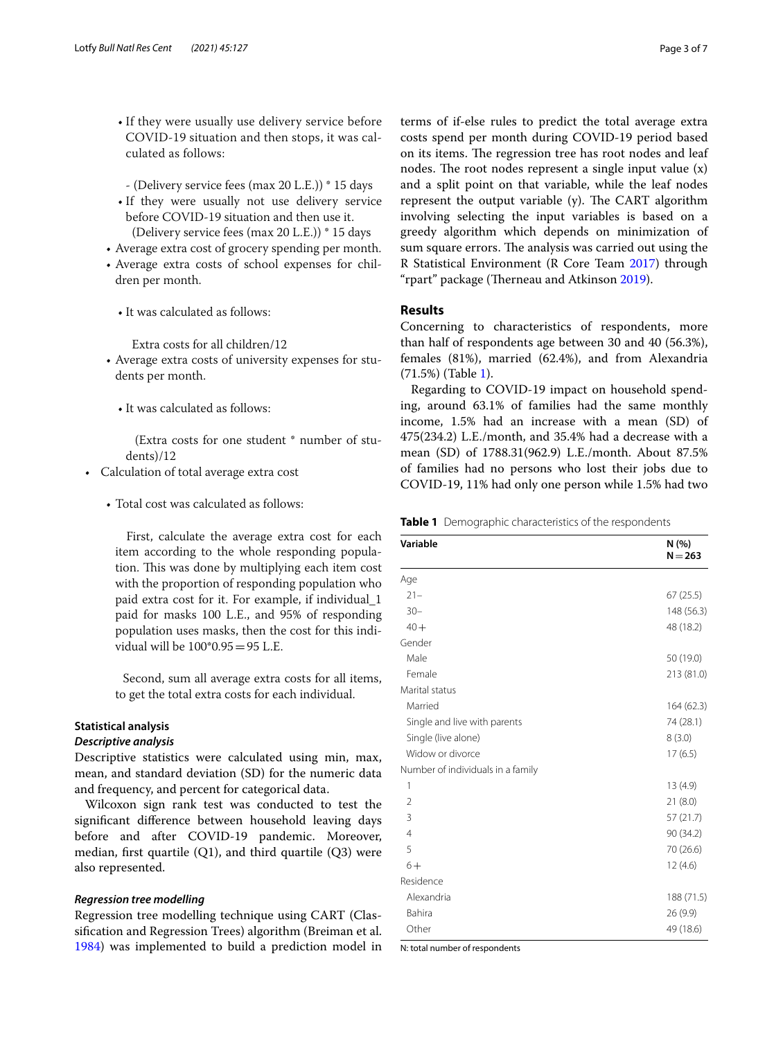- If they were usually use delivery service before COVID-19 situation and then stops, it was calculated as follows:

  - (Delivery service fees (max 20 L.E.)) * 15 days
- If they were usually not use delivery service before COVID-19 situation and then use it.
  (Delivery service fees (max 20 L.E.)) * 15 days

- Average extra cost of grocery spending per month.
- Average extra costs of school expenses for children per month.
  - It was calculated as follows:

    Extra costs for all children/12
- Average extra costs of university expenses for students per month.
  - It was calculated as follows:

    (Extra costs for one student * number of students)/12

- Calculation of total average extra cost
  - Total cost was calculated as follows:

    First, calculate the average extra cost for each item according to the whole responding population. This was done by multiplying each item cost with the proportion of responding population who paid extra cost for it. For example, if individual_1 paid for masks 100 L.E., and 95% of responding population uses masks, then the cost for this individual will be 100*0.95 = 95 L.E.

    Second, sum all average extra costs for all items, to get the total extra costs for each individual.

## Statistical analysis

### *Descriptive analysis*

Descriptive statistics were calculated using min, max, mean, and standard deviation (SD) for the numeric data and frequency, and percent for categorical data.

Wilcoxon sign rank test was conducted to test the significant difference between household leaving days before and after COVID-19 pandemic. Moreover, median, first quartile (Q1), and third quartile (Q3) were also represented.

### *Regression tree modelling*

Regression tree modelling technique using CART (Classification and Regression Trees) algorithm (Breiman et al. 1984) was implemented to build a prediction model in terms of if-else rules to predict the total average extra costs spend per month during COVID-19 period based on its items. The regression tree has root nodes and leaf nodes. The root nodes represent a single input value (x) and a split point on that variable, while the leaf nodes represent the output variable (y). The CART algorithm involving selecting the input variables is based on a greedy algorithm which depends on minimization of sum square errors. The analysis was carried out using the R Statistical Environment (R Core Team 2017) through "rpart" package (Therneau and Atkinson 2019).

## Results

Concerning to characteristics of respondents, more than half of respondents age between 30 and 40 (56.3%), females (81%), married (62.4%), and from Alexandria (71.5%) (Table 1).

Regarding to COVID-19 impact on household spending, around 63.1% of families had the same monthly income, 1.5% had an increase with a mean (SD) of 475(234.2) L.E./month, and 35.4% had a decrease with a mean (SD) of 1788.31(962.9) L.E./month. About 87.5% of families had no persons who lost their jobs due to COVID-19, 11% had only one person while 1.5% had two

**Table 1** Demographic characteristics of the respondents

| Variable | N (%) N = 263 |
|---|---|
| Age | |
| 21– | 67 (25.5) |
| 30– | 148 (56.3) |
| 40+ | 48 (18.2) |
| Gender | |
| Male | 50 (19.0) |
| Female | 213 (81.0) |
| Marital status | |
| Married | 164 (62.3) |
| Single and live with parents | 74 (28.1) |
| Single (live alone) | 8 (3.0) |
| Widow or divorce | 17 (6.5) |
| Number of individuals in a family | |
| 1 | 13 (4.9) |
| 2 | 21 (8.0) |
| 3 | 57 (21.7) |
| 4 | 90 (34.2) |
| 5 | 70 (26.6) |
| 6+ | 12 (4.6) |
| Residence | |
| Alexandria | 188 (71.5) |
| Bahira | 26 (9.9) |
| Other | 49 (18.6) |

N: total number of respondents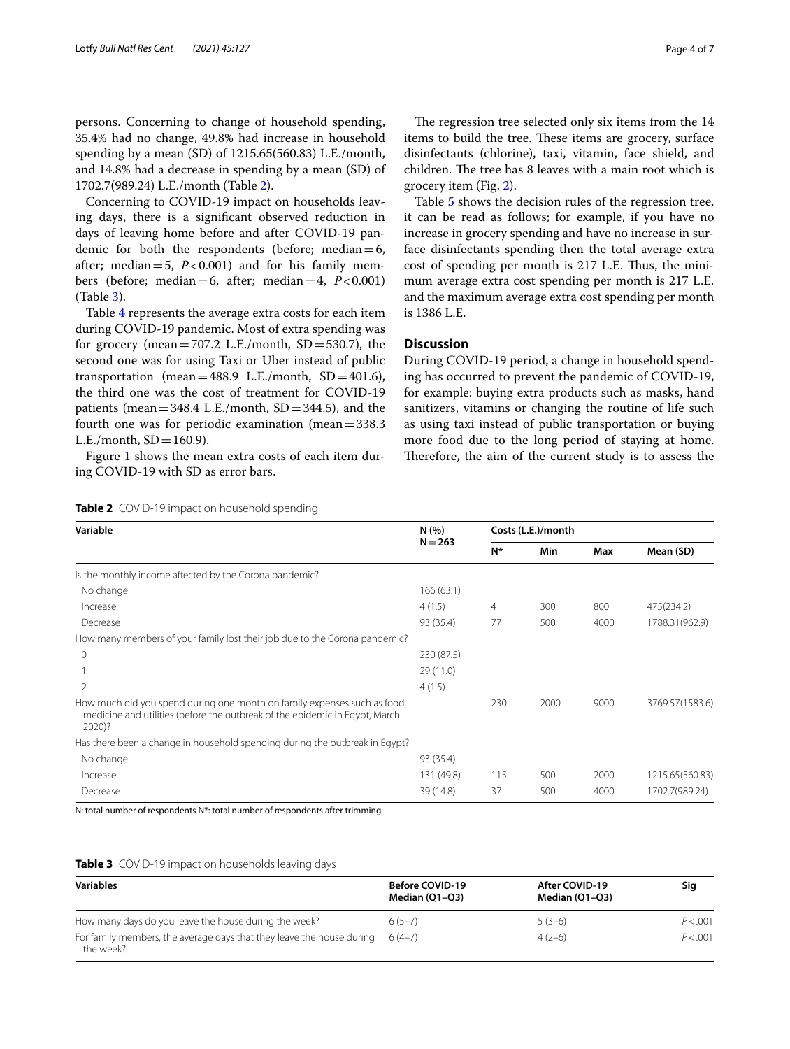persons. Concerning to change of household spending, 35.4% had no change, 49.8% had increase in household spending by a mean (SD) of 1215.65(560.83) L.E./month, and 14.8% had a decrease in spending by a mean (SD) of 1702.7(989.24) L.E./month (Table 2).

Concerning to COVID-19 impact on households leaving days, there is a significant observed reduction in days of leaving home before and after COVID-19 pandemic for both the respondents (before; median = 6, after; median = 5, $P < 0.001$) and for his family members (before; median = 6, after; median = 4, $P < 0.001$) (Table 3).

Table 4 represents the average extra costs for each item during COVID-19 pandemic. Most of extra spending was for grocery (mean = 707.2 L.E./month, SD = 530.7), the second one was for using Taxi or Uber instead of public transportation (mean = 488.9 L.E./month, SD = 401.6), the third one was the cost of treatment for COVID-19 patients (mean = 348.4 L.E./month, SD = 344.5), and the fourth one was for periodic examination (mean = 338.3 L.E./month, SD = 160.9).

Figure 1 shows the mean extra costs of each item during COVID-19 with SD as error bars.

The regression tree selected only six items from the 14 items to build the tree. These items are grocery, surface disinfectants (chlorine), taxi, vitamin, face shield, and children. The tree has 8 leaves with a main root which is grocery item (Fig. 2).

Table 5 shows the decision rules of the regression tree, it can be read as follows; for example, if you have no increase in grocery spending and have no increase in surface disinfectants spending then the total average extra cost of spending per month is 217 L.E. Thus, the minimum average extra cost spending per month is 217 L.E. and the maximum average extra cost spending per month is 1386 L.E.

## Discussion

During COVID-19 period, a change in household spending has occurred to prevent the pandemic of COVID-19, for example: buying extra products such as masks, hand sanitizers, vitamins or changing the routine of life such as using taxi instead of public transportation or buying more food due to the long period of staying at home. Therefore, the aim of the current study is to assess the

**Table 2** COVID-19 impact on household spending

| Variable | N (%) N = 263 | Costs (L.E.)/month | | | |
|---|---|---|---|---|---|
| | | N* | Min | Max | Mean (SD) |
| Is the monthly income affected by the Corona pandemic? | | | | | |
| No change | 166 (63.1) | | | | |
| Increase | 4 (1.5) | 4 | 300 | 800 | 475(234.2) |
| Decrease | 93 (35.4) | 77 | 500 | 4000 | 1788.31(962.9) |
| How many members of your family lost their job due to the Corona pandemic? | | | | | |
| 0 | 230 (87.5) | | | | |
| 1 | 29 (11.0) | | | | |
| 2 | 4 (1.5) | | | | |
| How much did you spend during one month on family expenses such as food, medicine and utilities (before the outbreak of the epidemic in Egypt, March 2020)? | | 230 | 2000 | 9000 | 3769.57(1583.6) |
| Has there been a change in household spending during the outbreak in Egypt? | | | | | |
| No change | 93 (35.4) | | | | |
| Increase | 131 (49.8) | 115 | 500 | 2000 | 1215.65(560.83) |
| Decrease | 39 (14.8) | 37 | 500 | 4000 | 1702.7(989.24) |

N: total number of respondents N*: total number of respondents after trimming

**Table 3** COVID-19 impact on households leaving days

| Variables | Before COVID-19 Median (Q1–Q3) | After COVID-19 Median (Q1–Q3) | Sig |
|---|---|---|---|
| How many days do you leave the house during the week? | 6 (5–7) | 5 (3–6) | $P < .001$ |
| For family members, the average days that they leave the house during the week? | 6 (4–7) | 4 (2–6) | $P < .001$ |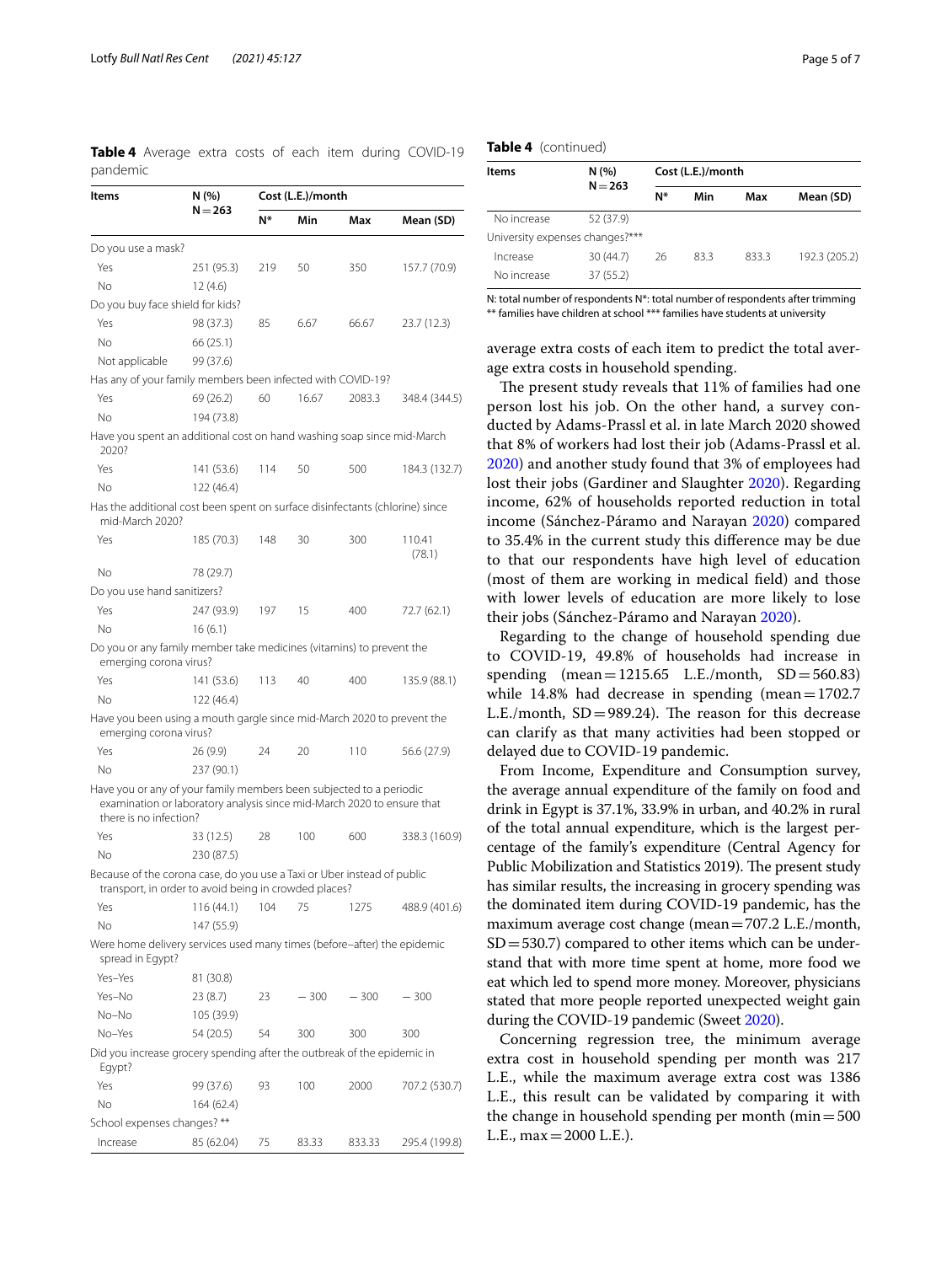**Table 4** Average extra costs of each item during COVID-19 pandemic

| Items | N (%) N = 263 | Cost (L.E.)/month | | | |
|---|---|---|---|---|---|
| | | N* | Min | Max | Mean (SD) |
| Do you use a mask? | | | | | |
| Yes | 251 (95.3) | 219 | 50 | 350 | 157.7 (70.9) |
| No | 12 (4.6) | | | | |
| Do you buy face shield for kids? | | | | | |
| Yes | 98 (37.3) | 85 | 6.67 | 66.67 | 23.7 (12.3) |
| No | 66 (25.1) | | | | |
| Not applicable | 99 (37.6) | | | | |
| Has any of your family members been infected with COVID-19? | | | | | |
| Yes | 69 (26.2) | 60 | 16.67 | 2083.3 | 348.4 (344.5) |
| No | 194 (73.8) | | | | |
| Have you spent an additional cost on hand washing soap since mid-March 2020? | | | | | |
| Yes | 141 (53.6) | 114 | 50 | 500 | 184.3 (132.7) |
| No | 122 (46.4) | | | | |
| Has the additional cost been spent on surface disinfectants (chlorine) since mid-March 2020? | | | | | |
| Yes | 185 (70.3) | 148 | 30 | 300 | 110.41 (78.1) |
| No | 78 (29.7) | | | | |
| Do you use hand sanitizers? | | | | | |
| Yes | 247 (93.9) | 197 | 15 | 400 | 72.7 (62.1) |
| No | 16 (6.1) | | | | |
| Do you or any family member take medicines (vitamins) to prevent the emerging corona virus? | | | | | |
| Yes | 141 (53.6) | 113 | 40 | 400 | 135.9 (88.1) |
| No | 122 (46.4) | | | | |
| Have you been using a mouth gargle since mid-March 2020 to prevent the emerging corona virus? | | | | | |
| Yes | 26 (9.9) | 24 | 20 | 110 | 56.6 (27.9) |
| No | 237 (90.1) | | | | |
| Have you or any of your family members been subjected to a periodic examination or laboratory analysis since mid-March 2020 to ensure that there is no infection? | | | | | |
| Yes | 33 (12.5) | 28 | 100 | 600 | 338.3 (160.9) |
| No | 230 (87.5) | | | | |
| Because of the corona case, do you use a Taxi or Uber instead of public transport, in order to avoid being in crowded places? | | | | | |
| Yes | 116 (44.1) | 104 | 75 | 1275 | 488.9 (401.6) |
| No | 147 (55.9) | | | | |
| Were home delivery services used many times (before–after) the epidemic spread in Egypt? | | | | | |
| Yes–Yes | 81 (30.8) | | | | |
| Yes–No | 23 (8.7) | 23 | − 300 | − 300 | − 300 |
| No–No | 105 (39.9) | | | | |
| No–Yes | 54 (20.5) | 54 | 300 | 300 | 300 |
| Did you increase grocery spending after the outbreak of the epidemic in Egypt? | | | | | |
| Yes | 99 (37.6) | 93 | 100 | 2000 | 707.2 (530.7) |
| No | 164 (62.4) | | | | |
| School expenses changes? ** | | | | | |
| Increase | 85 (62.04) | 75 | 83.33 | 833.33 | 295.4 (199.8) |
| No increase | 52 (37.9) | | | | |
| University expenses changes?*** | | | | | |
| Increase | 30 (44.7) | 26 | 83.3 | 833.3 | 192.3 (205.2) |
| No increase | 37 (55.2) | | | | |

N: total number of respondents N*: total number of respondents after trimming
** families have children at school *** families have students at university

average extra costs of each item to predict the total average extra costs in household spending.

The present study reveals that 11% of families had one person lost his job. On the other hand, a survey conducted by Adams-Prassl et al. in late March 2020 showed that 8% of workers had lost their job (Adams-Prassl et al. 2020) and another study found that 3% of employees had lost their jobs (Gardiner and Slaughter 2020). Regarding income, 62% of households reported reduction in total income (Sánchez-Páramo and Narayan 2020) compared to 35.4% in the current study this difference may be due to that our respondents have high level of education (most of them are working in medical field) and those with lower levels of education are more likely to lose their jobs (Sánchez-Páramo and Narayan 2020).

Regarding to the change of household spending due to COVID-19, 49.8% of households had increase in spending (mean = 1215.65 L.E./month, SD = 560.83) while 14.8% had decrease in spending (mean = 1702.7 L.E./month, SD = 989.24). The reason for this decrease can clarify as that many activities had been stopped or delayed due to COVID-19 pandemic.

From Income, Expenditure and Consumption survey, the average annual expenditure of the family on food and drink in Egypt is 37.1%, 33.9% in urban, and 40.2% in rural of the total annual expenditure, which is the largest percentage of the family's expenditure (Central Agency for Public Mobilization and Statistics 2019). The present study has similar results, the increasing in grocery spending was the dominated item during COVID-19 pandemic, has the maximum average cost change (mean = 707.2 L.E./month, SD = 530.7) compared to other items which can be understand that with more time spent at home, more food we eat which led to spend more money. Moreover, physicians stated that more people reported unexpected weight gain during the COVID-19 pandemic (Sweet 2020).

Concerning regression tree, the minimum average extra cost in household spending per month was 217 L.E., while the maximum average extra cost was 1386 L.E., this result can be validated by comparing it with the change in household spending per month (min = 500 L.E., max = 2000 L.E.).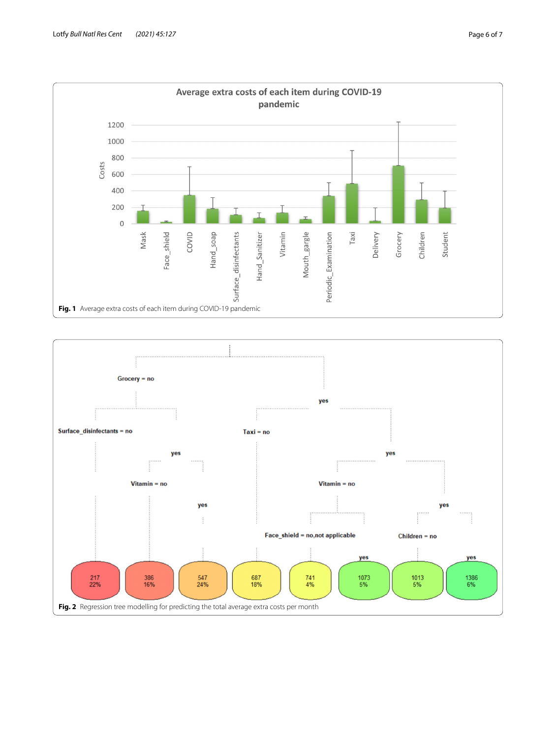Fig. 1 Average extra costs of each item during COVID-19 pandemic

Fig. 2 Regression tree modelling for predicting the total average extra costs per month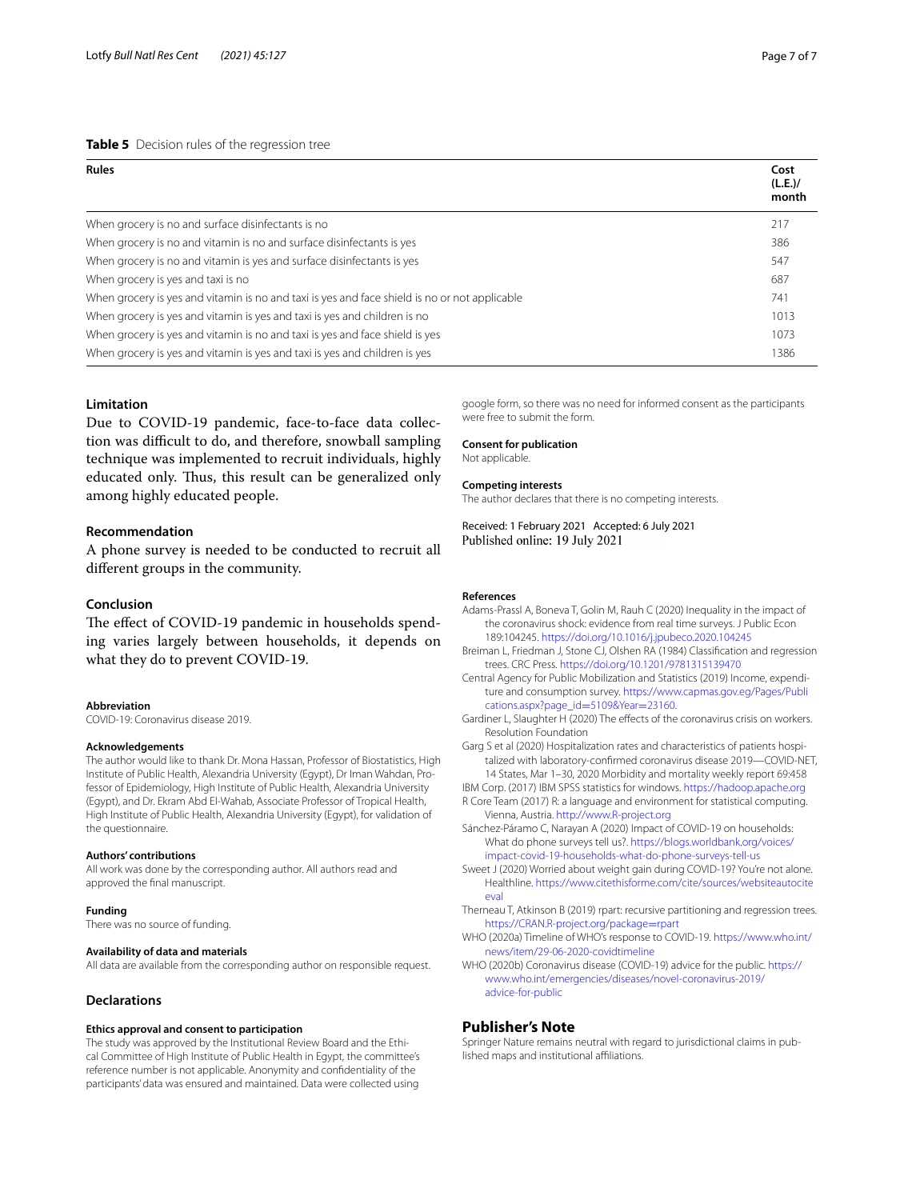**Table 5** Decision rules of the regression tree

| Rules | Cost (L.E.)/month |
| --- | --- |
| When grocery is no and surface disinfectants is no | 217 |
| When grocery is no and vitamin is no and surface disinfectants is yes | 386 |
| When grocery is no and vitamin is yes and surface disinfectants is yes | 547 |
| When grocery is yes and taxi is no | 687 |
| When grocery is yes and vitamin is no and taxi is yes and face shield is no or not applicable | 741 |
| When grocery is yes and vitamin is yes and taxi is yes and children is no | 1013 |
| When grocery is yes and vitamin is no and taxi is yes and face shield is yes | 1073 |
| When grocery is yes and vitamin is yes and taxi is yes and children is yes | 1386 |

## Limitation

Due to COVID-19 pandemic, face-to-face data collection was difficult to do, and therefore, snowball sampling technique was implemented to recruit individuals, highly educated only. Thus, this result can be generalized only among highly educated people.

## Recommendation

A phone survey is needed to be conducted to recruit all different groups in the community.

## Conclusion

The effect of COVID-19 pandemic in households spending varies largely between households, it depends on what they do to prevent COVID-19.

#### Abbreviation

COVID-19: Coronavirus disease 2019.

#### Acknowledgements

The author would like to thank Dr. Mona Hassan, Professor of Biostatistics, High Institute of Public Health, Alexandria University (Egypt), Dr Iman Wahdan, Professor of Epidemiology, High Institute of Public Health, Alexandria University (Egypt), and Dr. Ekram Abd El-Wahab, Associate Professor of Tropical Health, High Institute of Public Health, Alexandria University (Egypt), for validation of the questionnaire.

#### Authors' contributions

All work was done by the corresponding author. All authors read and approved the final manuscript.

#### Funding

There was no source of funding.

#### Availability of data and materials

All data are available from the corresponding author on responsible request.

## Declarations

#### Ethics approval and consent to participation

The study was approved by the Institutional Review Board and the Ethical Committee of High Institute of Public Health in Egypt, the committee's reference number is not applicable. Anonymity and confidentiality of the participants' data was ensured and maintained. Data were collected using google form, so there was no need for informed consent as the participants were free to submit the form.

#### Consent for publication

Not applicable.

#### Competing interests

The author declares that there is no competing interests.

Received: 1 February 2021 Accepted: 6 July 2021
Published online: 19 July 2021

#### References

Adams-Prassl A, Boneva T, Golin M, Rauh C (2020) Inequality in the impact of the coronavirus shock: evidence from real time surveys. J Public Econ 189:104245. https://doi.org/10.1016/j.jpubeco.2020.104245

Breiman L, Friedman J, Stone CJ, Olshen RA (1984) Classification and regression trees. CRC Press. https://doi.org/10.1201/9781315139470

Central Agency for Public Mobilization and Statistics (2019) Income, expenditure and consumption survey. https://www.capmas.gov.eg/Pages/Publications.aspx?page_id=5109&Year=23160.

Gardiner L, Slaughter H (2020) The effects of the coronavirus crisis on workers. Resolution Foundation

Garg S et al (2020) Hospitalization rates and characteristics of patients hospitalized with laboratory-confirmed coronavirus disease 2019—COVID-NET, 14 States, Mar 1–30, 2020 Morbidity and mortality weekly report 69:458

IBM Corp. (2017) IBM SPSS statistics for windows. https://hadoop.apache.org

R Core Team (2017) R: a language and environment for statistical computing. Vienna, Austria. http://www.R-project.org

Sánchez-Páramo C, Narayan A (2020) Impact of COVID-19 on households: What do phone surveys tell us?. https://blogs.worldbank.org/voices/impact-covid-19-households-what-do-phone-surveys-tell-us

Sweet J (2020) Worried about weight gain during COVID-19? You're not alone. Healthline. https://www.citethisforme.com/cite/sources/websiteautociteeval

Therneau T, Atkinson B (2019) rpart: recursive partitioning and regression trees. https://CRAN.R-project.org/package=rpart

WHO (2020a) Timeline of WHO's response to COVID-19. https://www.who.int/news/item/29-06-2020-covidtimeline

WHO (2020b) Coronavirus disease (COVID-19) advice for the public. https://www.who.int/emergencies/diseases/novel-coronavirus-2019/advice-for-public

## Publisher's Note

Springer Nature remains neutral with regard to jurisdictional claims in published maps and institutional affiliations.